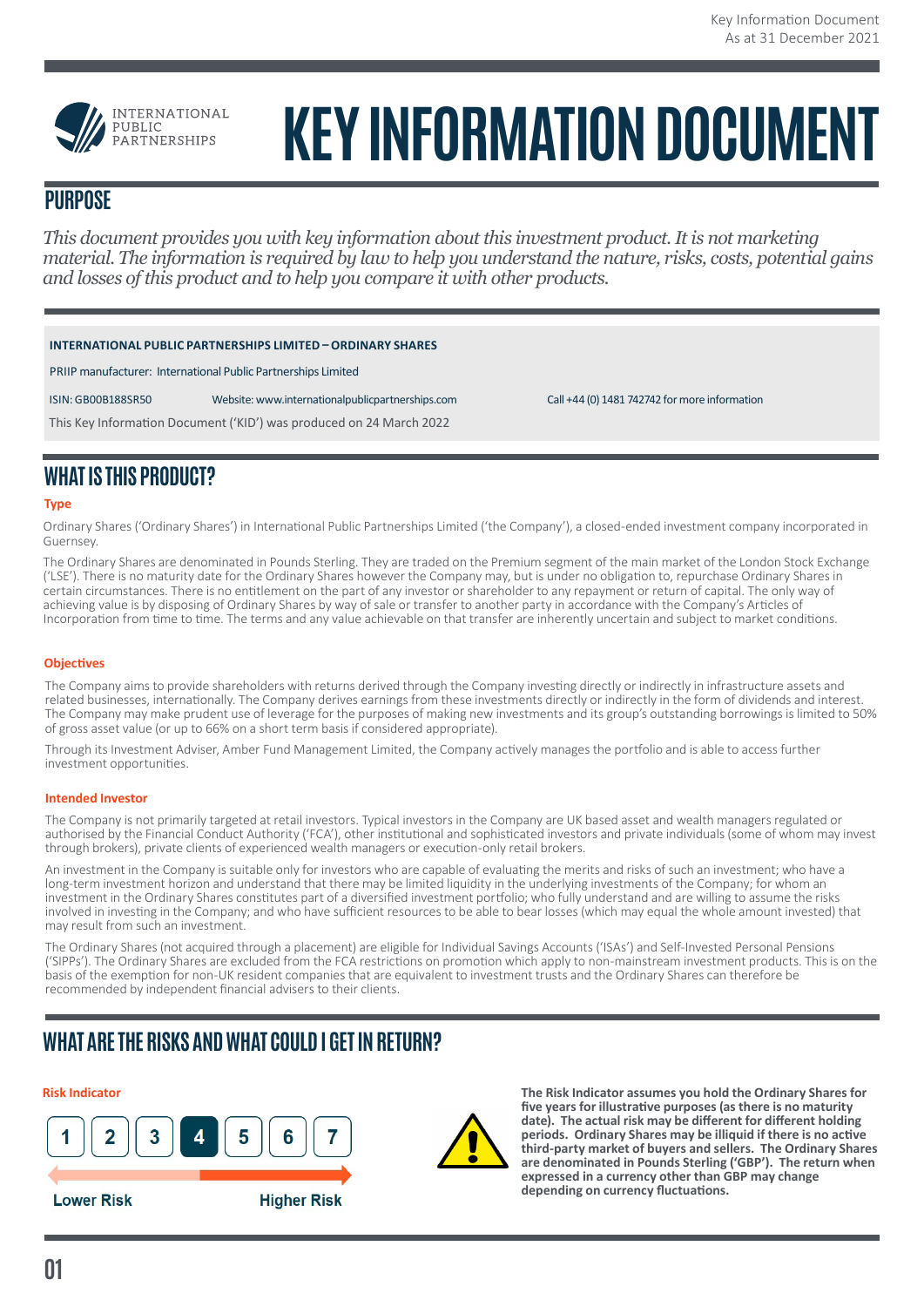# KEY INFORMATION DOCUMENT

INTERNATIONAL PUBLIC PARTNERSHIPS

## PURPOSE

*This document provides you with key information about this investment product. It is not marketing material. The information is required by law to help you understand the nature, risks, costs, potential gains and losses of this product and to help you compare it with other products.*

**INTERNATIONAL PUBLIC PARTNERSHIPS LIMITED – ORDINARY SHARES**

PRIIP manufacturer: International Public Partnerships Limited

ISIN: GB00B188SR50 Website: www.internationalpublicpartnerships.com Call +44 (0) 1481 742742 for more information

This Key Information Document ('KID') was produced on 24 March 2022

## WHAT IS THIS PRODUCT?

### Type

Ordinary Shares ('Ordinary Shares') in International Public Partnerships Limited ('the Company'), a closed-ended investment company incorporated in Guernsey.

The Ordinary Shares are denominated in Pounds Sterling. They are traded on the Premium segment of the main market of the London Stock Exchange ('LSE'). There is no maturity date for the Ordinary Shares however the Company may, but is under no obligation to, repurchase Ordinary Shares in certain circumstances. There is no entitlement on the part of any investor or shareholder to any repayment or return of capital. The only way of achieving value is by disposing of Ordinary Shares by way of sale or transfer to another party in accordance with the Company's Articles of Incorporation from time to time. The terms and any value achievable on that transfer are inherently uncertain and subject to market conditions.

### Objectives

The Company aims to provide shareholders with returns derived through the Company investing directly or indirectly in infrastructure assets and related businesses, internationally. The Company derives earnings from these investments directly or indirectly in the form of dividends and interest. The Company may make prudent use of leverage for the purposes of making new investments and its group's outstanding borrowings is limited to 50% of gross asset value (or up to 66% on a short term basis if considered appropriate).

Through its Investment Adviser, Amber Fund Management Limited, the Company actively manages the portfolio and is able to access further investment opportunities.

### Intended Investor

The Company is not primarily targeted at retail investors. Typical investors in the Company are UK based asset and wealth managers regulated or authorised by the Financial Conduct Authority ('FCA'), other institutional and sophisticated investors and private individuals (some of whom may invest through brokers), private clients of experienced wealth managers or execution-only retail brokers.

An investment in the Company is suitable only for investors who are capable of evaluating the merits and risks of such an investment; who have a long-term investment horizon and understand that there may be limited liquidity in the underlying investments of the Company; for whom an investment in the Ordinary Shares constitutes part of a diversified investment portfolio; who fully understand and are willing to assume the risks involved in investing in the Company; and who have sufficient resources to be able to bear losses (which may equal the whole amount invested) that may result from such an investment.

The Ordinary Shares (not acquired through a placement) are eligible for Individual Savings Accounts ('ISAs') and Self-Invested Personal Pensions ('SIPPs'). The Ordinary Shares are excluded from the FCA restrictions on promotion which apply to non-mainstream investment products. This is on the basis of the exemption for non-UK resident companies that are equivalent to investment trusts and the Ordinary Shares can therefore be recommended by independent financial advisers to their clients.

## WHAT ARE THE RISKS AND WHAT COULD I GET IN RETURN?

### Risk Indicator

| 1 | 2 | 3 | **4** | 5 | 6 | 7 |
|---|---|---|---|---|---|---|

Lower Risk → Higher Risk

**The Risk Indicator assumes you hold the Ordinary Shares for five years for illustrative purposes (as there is no maturity date). The actual risk may be different for different holding periods. Ordinary Shares may be illiquid if there is no active third-party market of buyers and sellers. The Ordinary Shares are denominated in Pounds Sterling ('GBP'). The return when expressed in a currency other than GBP may change depending on currency fluctuations.**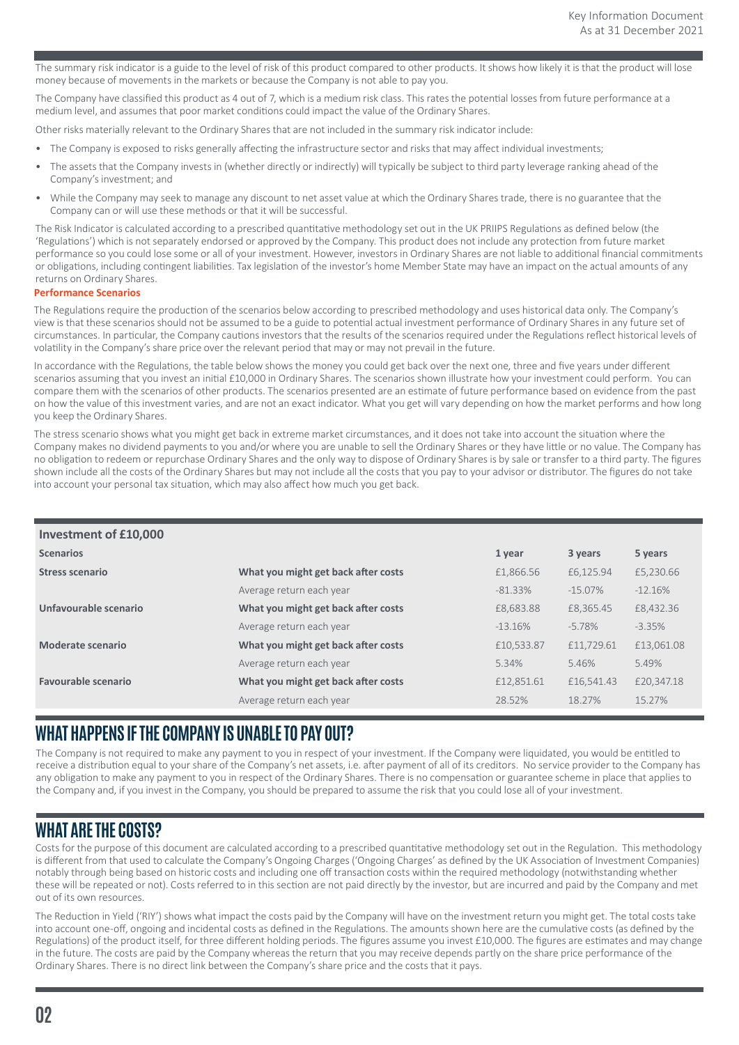The summary risk indicator is a guide to the level of risk of this product compared to other products. It shows how likely it is that the product will lose money because of movements in the markets or because the Company is not able to pay you.

The Company have classified this product as 4 out of 7, which is a medium risk class. This rates the potential losses from future performance at a medium level, and assumes that poor market conditions could impact the value of the Ordinary Shares.

Other risks materially relevant to the Ordinary Shares that are not included in the summary risk indicator include:

- The Company is exposed to risks generally affecting the infrastructure sector and risks that may affect individual investments;
- The assets that the Company invests in (whether directly or indirectly) will typically be subject to third party leverage ranking ahead of the Company's investment; and
- While the Company may seek to manage any discount to net asset value at which the Ordinary Shares trade, there is no guarantee that the Company can or will use these methods or that it will be successful.

The Risk Indicator is calculated according to a prescribed quantitative methodology set out in the UK PRIIPS Regulations as defined below (the 'Regulations') which is not separately endorsed or approved by the Company. This product does not include any protection from future market performance so you could lose some or all of your investment. However, investors in Ordinary Shares are not liable to additional financial commitments or obligations, including contingent liabilities. Tax legislation of the investor's home Member State may have an impact on the actual amounts of any returns on Ordinary Shares.

**Performance Scenarios**

The Regulations require the production of the scenarios below according to prescribed methodology and uses historical data only. The Company's view is that these scenarios should not be assumed to be a guide to potential actual investment performance of Ordinary Shares in any future set of circumstances. In particular, the Company cautions investors that the results of the scenarios required under the Regulations reflect historical levels of volatility in the Company's share price over the relevant period that may or may not prevail in the future.

In accordance with the Regulations, the table below shows the money you could get back over the next one, three and five years under different scenarios assuming that you invest an initial £10,000 in Ordinary Shares. The scenarios shown illustrate how your investment could perform. You can compare them with the scenarios of other products. The scenarios presented are an estimate of future performance based on evidence from the past on how the value of this investment varies, and are not an exact indicator. What you get will vary depending on how the market performs and how long you keep the Ordinary Shares.

The stress scenario shows what you might get back in extreme market circumstances, and it does not take into account the situation where the Company makes no dividend payments to you and/or where you are unable to sell the Ordinary Shares or they have little or no value. The Company has no obligation to redeem or repurchase Ordinary Shares and the only way to dispose of Ordinary Shares is by sale or transfer to a third party. The figures shown include all the costs of the Ordinary Shares but may not include all the costs that you pay to your advisor or distributor. The figures do not take into account your personal tax situation, which may also affect how much you get back.

| **Investment of £10,000** | | | | |
|---|---|---|---|---|
| **Scenarios** | | **1 year** | **3 years** | **5 years** |
| **Stress scenario** | **What you might get back after costs** | £1,866.56 | £6,125.94 | £5,230.66 |
| | Average return each year | -81.33% | -15.07% | -12.16% |
| **Unfavourable scenario** | **What you might get back after costs** | £8,683.88 | £8,365.45 | £8,432.36 |
| | Average return each year | -13.16% | -5.78% | -3.35% |
| **Moderate scenario** | **What you might get back after costs** | £10,533.87 | £11,729.61 | £13,061.08 |
| | Average return each year | 5.34% | 5.46% | 5.49% |
| **Favourable scenario** | **What you might get back after costs** | £12,851.61 | £16,541.43 | £20,347.18 |
| | Average return each year | 28.52% | 18.27% | 15.27% |

## WHAT HAPPENS IF THE COMPANY IS UNABLE TO PAY OUT?

The Company is not required to make any payment to you in respect of your investment. If the Company were liquidated, you would be entitled to receive a distribution equal to your share of the Company's net assets, i.e. after payment of all of its creditors. No service provider to the Company has any obligation to make any payment to you in respect of the Ordinary Shares. There is no compensation or guarantee scheme in place that applies to the Company and, if you invest in the Company, you should be prepared to assume the risk that you could lose all of your investment.

## WHAT ARE THE COSTS?

Costs for the purpose of this document are calculated according to a prescribed quantitative methodology set out in the Regulation. This methodology is different from that used to calculate the Company's Ongoing Charges ('Ongoing Charges' as defined by the UK Association of Investment Companies) notably through being based on historic costs and including one off transaction costs within the required methodology (notwithstanding whether these will be repeated or not). Costs referred to in this section are not paid directly by the investor, but are incurred and paid by the Company and met out of its own resources.

The Reduction in Yield ('RIY') shows what impact the costs paid by the Company will have on the investment return you might get. The total costs take into account one-off, ongoing and incidental costs as defined in the Regulations. The amounts shown here are the cumulative costs (as defined by the Regulations) of the product itself, for three different holding periods. The figures assume you invest £10,000. The figures are estimates and may change in the future. The costs are paid by the Company whereas the return that you may receive depends partly on the share price performance of the Ordinary Shares. There is no direct link between the Company's share price and the costs that it pays.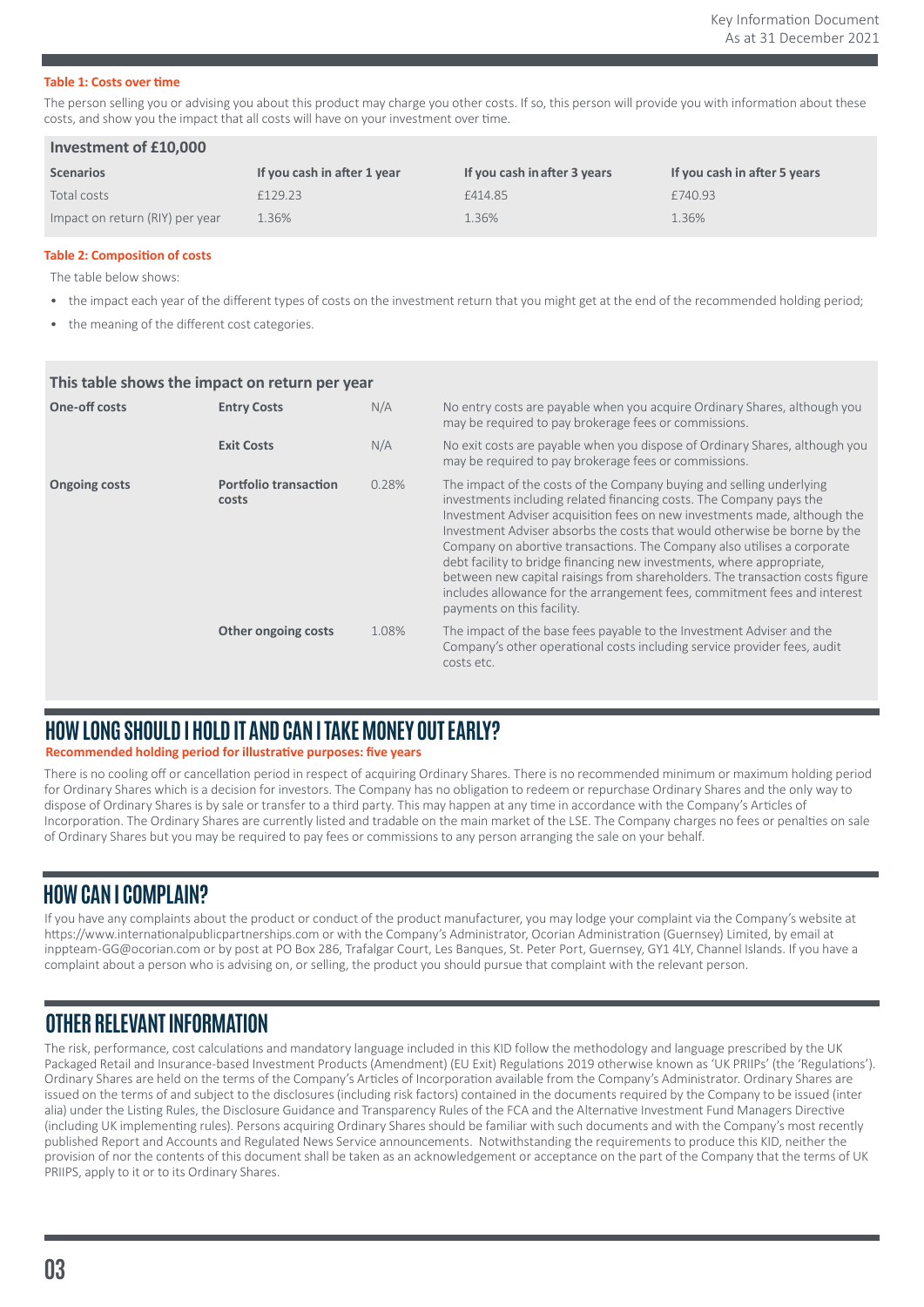**Table 1: Costs over time**

The person selling you or advising you about this product may charge you other costs. If so, this person will provide you with information about these costs, and show you the impact that all costs will have on your investment over time.

| Investment of £10,000 | | | |
|---|---|---|---|
| **Scenarios** | **If you cash in after 1 year** | **If you cash in after 3 years** | **If you cash in after 5 years** |
| Total costs | £129.23 | £414.85 | £740.93 |
| Impact on return (RIY) per year | 1.36% | 1.36% | 1.36% |

**Table 2: Composition of costs**

The table below shows:

- the impact each year of the different types of costs on the investment return that you might get at the end of the recommended holding period;
- the meaning of the different cost categories.

| This table shows the impact on return per year | | | |
|---|---|---|---|
| **One-off costs** | **Entry Costs** | N/A | No entry costs are payable when you acquire Ordinary Shares, although you may be required to pay brokerage fees or commissions. |
| | **Exit Costs** | N/A | No exit costs are payable when you dispose of Ordinary Shares, although you may be required to pay brokerage fees or commissions. |
| **Ongoing costs** | **Portfolio transaction costs** | 0.28% | The impact of the costs of the Company buying and selling underlying investments including related financing costs. The Company pays the Investment Adviser acquisition fees on new investments made, although the Investment Adviser absorbs the costs that would otherwise be borne by the Company on abortive transactions. The Company also utilises a corporate debt facility to bridge financing new investments, where appropriate, between new capital raisings from shareholders. The transaction costs figure includes allowance for the arrangement fees, commitment fees and interest payments on this facility. |
| | **Other ongoing costs** | 1.08% | The impact of the base fees payable to the Investment Adviser and the Company's other operational costs including service provider fees, audit costs etc. |

## HOW LONG SHOULD I HOLD IT AND CAN I TAKE MONEY OUT EARLY?

**Recommended holding period for illustrative purposes: five years**

There is no cooling off or cancellation period in respect of acquiring Ordinary Shares. There is no recommended minimum or maximum holding period for Ordinary Shares which is a decision for investors. The Company has no obligation to redeem or repurchase Ordinary Shares and the only way to dispose of Ordinary Shares is by sale or transfer to a third party. This may happen at any time in accordance with the Company's Articles of Incorporation. The Ordinary Shares are currently listed and tradable on the main market of the LSE. The Company charges no fees or penalties on sale of Ordinary Shares but you may be required to pay fees or commissions to any person arranging the sale on your behalf.

## HOW CAN I COMPLAIN?

If you have any complaints about the product or conduct of the product manufacturer, you may lodge your complaint via the Company's website at https://www.internationalpublicpartnerships.com or with the Company's Administrator, Ocorian Administration (Guernsey) Limited, by email at inppteam-GG@ocorian.com or by post at PO Box 286, Trafalgar Court, Les Banques, St. Peter Port, Guernsey, GY1 4LY, Channel Islands. If you have a complaint about a person who is advising on, or selling, the product you should pursue that complaint with the relevant person.

## OTHER RELEVANT INFORMATION

The risk, performance, cost calculations and mandatory language included in this KID follow the methodology and language prescribed by the UK Packaged Retail and Insurance-based Investment Products (Amendment) (EU Exit) Regulations 2019 otherwise known as 'UK PRIIPs' (the 'Regulations'). Ordinary Shares are held on the terms of the Company's Articles of Incorporation available from the Company's Administrator. Ordinary Shares are issued on the terms of and subject to the disclosures (including risk factors) contained in the documents required by the Company to be issued (inter alia) under the Listing Rules, the Disclosure Guidance and Transparency Rules of the FCA and the Alternative Investment Fund Managers Directive (including UK implementing rules). Persons acquiring Ordinary Shares should be familiar with such documents and with the Company's most recently published Report and Accounts and Regulated News Service announcements. Notwithstanding the requirements to produce this KID, neither the provision of nor the contents of this document shall be taken as an acknowledgement or acceptance on the part of the Company that the terms of UK PRIIPS, apply to it or to its Ordinary Shares.